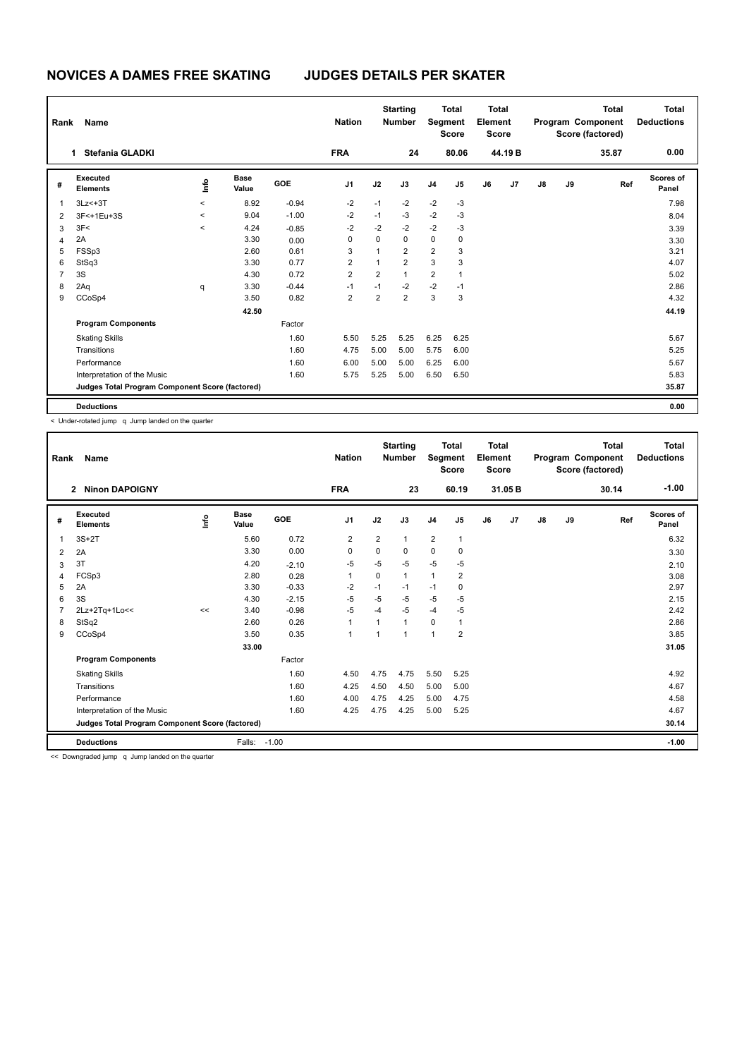# NOVICES A DAMES FREE SKATING JUDGES DETAILS PER SKATER

| Rank | Name | Nation | Starting Number | Total Segment Score | Total Element Score | Total Program Component Score (factored) | Total Deductions |
|---|---|---|---|---|---|---|---|
| 1 | Stefania GLADKI | FRA | 24 | 80.06 | 44.19 B | 35.87 | 0.00 |

| # | Executed Elements | Info | Base Value | GOE | J1 | J2 | J3 | J4 | J5 | J6 | J7 | J8 | J9 | Ref | Scores of Panel |
|---|---|---|---|---|---|---|---|---|---|---|---|---|---|---|---|
| 1 | 3Lz<+3T | < | 8.92 | -0.94 | -2 | -1 | -2 | -2 | -3 | | | | | | 7.98 |
| 2 | 3F<+1Eu+3S | < | 9.04 | -1.00 | -2 | -1 | -3 | -2 | -3 | | | | | | 8.04 |
| 3 | 3F< | < | 4.24 | -0.85 | -2 | -2 | -2 | -2 | -3 | | | | | | 3.39 |
| 4 | 2A | | 3.30 | 0.00 | 0 | 0 | 0 | 0 | 0 | | | | | | 3.30 |
| 5 | FSSp3 | | 2.60 | 0.61 | 3 | 1 | 2 | 2 | 3 | | | | | | 3.21 |
| 6 | StSq3 | | 3.30 | 0.77 | 2 | 1 | 2 | 3 | 3 | | | | | | 4.07 |
| 7 | 3S | | 4.30 | 0.72 | 2 | 2 | 1 | 2 | 1 | | | | | | 5.02 |
| 8 | 2Aq | q | 3.30 | -0.44 | -1 | -1 | -2 | -2 | -1 | | | | | | 2.86 |
| 9 | CCoSp4 | | 3.50 | 0.82 | 2 | 2 | 2 | 3 | 3 | | | | | | 4.32 |
| | | | 42.50 | | | | | | | | | | | | 44.19 |
| | **Program Components** | | | Factor | | | | | | | | | | | |
| | Skating Skills | | | 1.60 | 5.50 | 5.25 | 5.25 | 6.25 | 6.25 | | | | | | 5.67 |
| | Transitions | | | 1.60 | 4.75 | 5.00 | 5.00 | 5.75 | 6.00 | | | | | | 5.25 |
| | Performance | | | 1.60 | 6.00 | 5.00 | 5.00 | 6.25 | 6.00 | | | | | | 5.67 |
| | Interpretation of the Music | | | 1.60 | 5.75 | 5.25 | 5.00 | 6.50 | 6.50 | | | | | | 5.83 |
| | **Judges Total Program Component Score (factored)** | | | | | | | | | | | | | | 35.87 |
| | **Deductions** | | | | | | | | | | | | | | 0.00 |

< Under-rotated jump q Jump landed on the quarter

| Rank | Name | Nation | Starting Number | Total Segment Score | Total Element Score | Total Program Component Score (factored) | Total Deductions |
|---|---|---|---|---|---|---|---|
| 2 | Ninon DAPOIGNY | FRA | 23 | 60.19 | 31.05 B | 30.14 | -1.00 |

| # | Executed Elements | Info | Base Value | GOE | J1 | J2 | J3 | J4 | J5 | J6 | J7 | J8 | J9 | Ref | Scores of Panel |
|---|---|---|---|---|---|---|---|---|---|---|---|---|---|---|---|
| 1 | 3S+2T | | 5.60 | 0.72 | 2 | 2 | 1 | 2 | 1 | | | | | | 6.32 |
| 2 | 2A | | 3.30 | 0.00 | 0 | 0 | 0 | 0 | 0 | | | | | | 3.30 |
| 3 | 3T | | 4.20 | -2.10 | -5 | -5 | -5 | -5 | -5 | | | | | | 2.10 |
| 4 | FCSp3 | | 2.80 | 0.28 | 1 | 0 | 1 | 1 | 2 | | | | | | 3.08 |
| 5 | 2A | | 3.30 | -0.33 | -2 | -1 | -1 | -1 | 0 | | | | | | 2.97 |
| 6 | 3S | | 4.30 | -2.15 | -5 | -5 | -5 | -5 | -5 | | | | | | 2.15 |
| 7 | 2Lz+2Tq+1Lo<< | << | 3.40 | -0.98 | -5 | -4 | -5 | -4 | -5 | | | | | | 2.42 |
| 8 | StSq2 | | 2.60 | 0.26 | 1 | 1 | 1 | 0 | 1 | | | | | | 2.86 |
| 9 | CCoSp4 | | 3.50 | 0.35 | 1 | 1 | 1 | 1 | 2 | | | | | | 3.85 |
| | | | 33.00 | | | | | | | | | | | | 31.05 |
| | **Program Components** | | | Factor | | | | | | | | | | | |
| | Skating Skills | | | 1.60 | 4.50 | 4.75 | 4.75 | 5.50 | 5.25 | | | | | | 4.92 |
| | Transitions | | | 1.60 | 4.25 | 4.50 | 4.50 | 5.00 | 5.00 | | | | | | 4.67 |
| | Performance | | | 1.60 | 4.00 | 4.75 | 4.25 | 5.00 | 4.75 | | | | | | 4.58 |
| | Interpretation of the Music | | | 1.60 | 4.25 | 4.75 | 4.25 | 5.00 | 5.25 | | | | | | 4.67 |
| | **Judges Total Program Component Score (factored)** | | | | | | | | | | | | | | 30.14 |
| | **Deductions** | | Falls: | -1.00 | | | | | | | | | | | -1.00 |

<< Downgraded jump q Jump landed on the quarter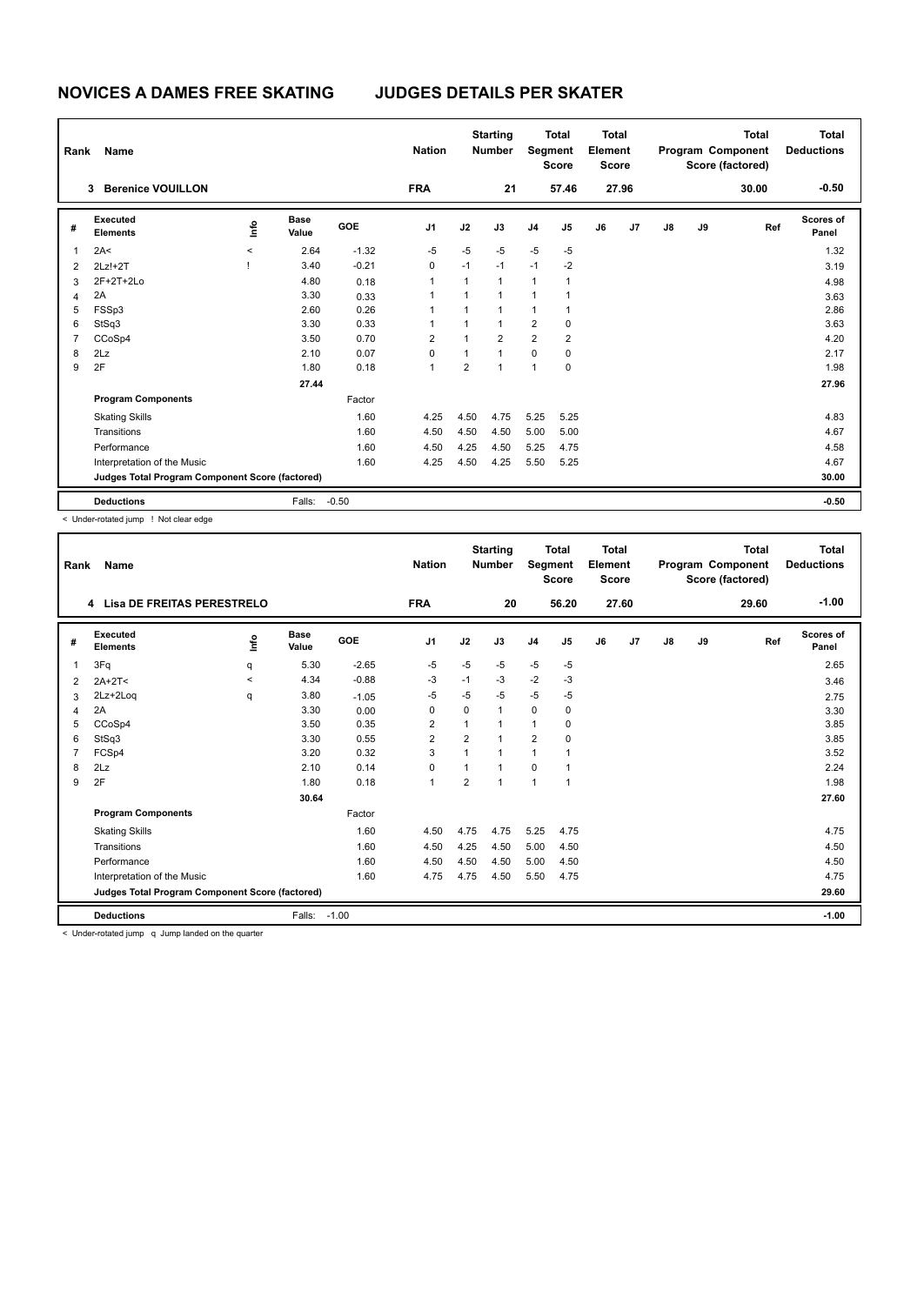# NOVICES A DAMES FREE SKATING JUDGES DETAILS PER SKATER

| Rank | Name | Nation | Starting Number | Total Segment Score | Total Element Score | Total Program Component Score (factored) | Total Deductions |
|---|---|---|---|---|---|---|---|
| 3 | Berenice VOUILLON | FRA | 21 | 57.46 | 27.96 | 30.00 | -0.50 |

| # | Executed Elements | Info | Base Value | GOE | J1 | J2 | J3 | J4 | J5 | J6 | J7 | J8 | J9 | Ref | Scores of Panel |
|---|---|---|---|---|---|---|---|---|---|---|---|---|---|---|---|
| 1 | 2A< | < | 2.64 | -1.32 | -5 | -5 | -5 | -5 | -5 | | | | | | 1.32 |
| 2 | 2Lz!+2T | ! | 3.40 | -0.21 | 0 | -1 | -1 | -1 | -2 | | | | | | 3.19 |
| 3 | 2F+2T+2Lo | | 4.80 | 0.18 | 1 | 1 | 1 | 1 | 1 | | | | | | 4.98 |
| 4 | 2A | | 3.30 | 0.33 | 1 | 1 | 1 | 1 | 1 | | | | | | 3.63 |
| 5 | FSSp3 | | 2.60 | 0.26 | 1 | 1 | 1 | 1 | 1 | | | | | | 2.86 |
| 6 | StSq3 | | 3.30 | 0.33 | 1 | 1 | 1 | 2 | 0 | | | | | | 3.63 |
| 7 | CCoSp4 | | 3.50 | 0.70 | 2 | 1 | 2 | 2 | 2 | | | | | | 4.20 |
| 8 | 2Lz | | 2.10 | 0.07 | 0 | 1 | 1 | 0 | 0 | | | | | | 2.17 |
| 9 | 2F | | 1.80 | 0.18 | 1 | 2 | 1 | 1 | 0 | | | | | | 1.98 |
| | | | 27.44 | | | | | | | | | | | | 27.96 |
| | **Program Components** | | | Factor | | | | | | | | | | | |
| | Skating Skills | | | 1.60 | 4.25 | 4.50 | 4.75 | 5.25 | 5.25 | | | | | | 4.83 |
| | Transitions | | | 1.60 | 4.50 | 4.50 | 4.50 | 5.00 | 5.00 | | | | | | 4.67 |
| | Performance | | | 1.60 | 4.50 | 4.25 | 4.50 | 5.25 | 4.75 | | | | | | 4.58 |
| | Interpretation of the Music | | | 1.60 | 4.25 | 4.50 | 4.25 | 5.50 | 5.25 | | | | | | 4.67 |
| | **Judges Total Program Component Score (factored)** | | | | | | | | | | | | | | 30.00 |
| | **Deductions** | | Falls: | -0.50 | | | | | | | | | | | -0.50 |

< Under-rotated jump ! Not clear edge

| Rank | Name | Nation | Starting Number | Total Segment Score | Total Element Score | Total Program Component Score (factored) | Total Deductions |
|---|---|---|---|---|---|---|---|
| 4 | Lisa DE FREITAS PERESTRELO | FRA | 20 | 56.20 | 27.60 | 29.60 | -1.00 |

| # | Executed Elements | Info | Base Value | GOE | J1 | J2 | J3 | J4 | J5 | J6 | J7 | J8 | J9 | Ref | Scores of Panel |
|---|---|---|---|---|---|---|---|---|---|---|---|---|---|---|---|
| 1 | 3Fq | q | 5.30 | -2.65 | -5 | -5 | -5 | -5 | -5 | | | | | | 2.65 |
| 2 | 2A+2T< | < | 4.34 | -0.88 | -3 | -1 | -3 | -2 | -3 | | | | | | 3.46 |
| 3 | 2Lz+2Loq | q | 3.80 | -1.05 | -5 | -5 | -5 | -5 | -5 | | | | | | 2.75 |
| 4 | 2A | | 3.30 | 0.00 | 0 | 0 | 1 | 0 | 0 | | | | | | 3.30 |
| 5 | CCoSp4 | | 3.50 | 0.35 | 2 | 1 | 1 | 1 | 0 | | | | | | 3.85 |
| 6 | StSq3 | | 3.30 | 0.55 | 2 | 2 | 1 | 2 | 0 | | | | | | 3.85 |
| 7 | FCSp4 | | 3.20 | 0.32 | 3 | 1 | 1 | 1 | 1 | | | | | | 3.52 |
| 8 | 2Lz | | 2.10 | 0.14 | 0 | 1 | 1 | 0 | 1 | | | | | | 2.24 |
| 9 | 2F | | 1.80 | 0.18 | 1 | 2 | 1 | 1 | 1 | | | | | | 1.98 |
| | | | 30.64 | | | | | | | | | | | | 27.60 |
| | **Program Components** | | | Factor | | | | | | | | | | | |
| | Skating Skills | | | 1.60 | 4.50 | 4.75 | 4.75 | 5.25 | 4.75 | | | | | | 4.75 |
| | Transitions | | | 1.60 | 4.50 | 4.25 | 4.50 | 5.00 | 4.50 | | | | | | 4.50 |
| | Performance | | | 1.60 | 4.50 | 4.50 | 4.50 | 5.00 | 4.50 | | | | | | 4.50 |
| | Interpretation of the Music | | | 1.60 | 4.75 | 4.75 | 4.50 | 5.50 | 4.75 | | | | | | 4.75 |
| | **Judges Total Program Component Score (factored)** | | | | | | | | | | | | | | 29.60 |
| | **Deductions** | | Falls: | -1.00 | | | | | | | | | | | -1.00 |

< Under-rotated jump q Jump landed on the quarter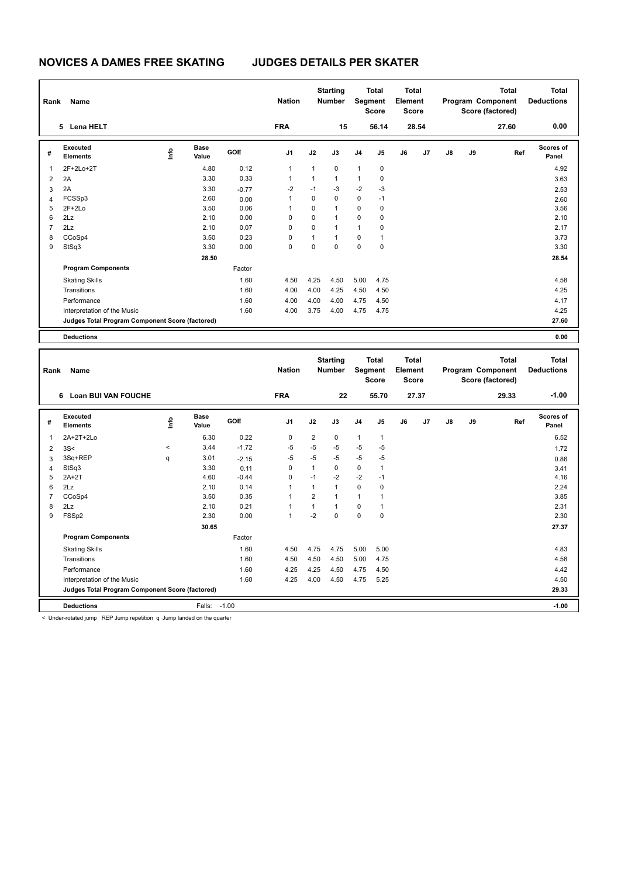# NOVICES A DAMES FREE SKATING JUDGES DETAILS PER SKATER

| Rank | Name | Nation | Starting Number | Total Segment Score | Total Element Score | Total Program Component Score (factored) | Total Deductions |
|---|---|---|---|---|---|---|---|
| 5 | Lena HELT | FRA | 15 | 56.14 | 28.54 | 27.60 | 0.00 |

| # | Executed Elements | Info | Base Value | GOE | J1 | J2 | J3 | J4 | J5 | J6 | J7 | J8 | J9 | Ref | Scores of Panel |
|---|---|---|---|---|---|---|---|---|---|---|---|---|---|---|---|
| 1 | 2F+2Lo+2T | | 4.80 | 0.12 | 1 | 1 | 0 | 1 | 0 | | | | | | 4.92 |
| 2 | 2A | | 3.30 | 0.33 | 1 | 1 | 1 | 1 | 0 | | | | | | 3.63 |
| 3 | 2A | | 3.30 | -0.77 | -2 | -1 | -3 | -2 | -3 | | | | | | 2.53 |
| 4 | FCSSp3 | | 2.60 | 0.00 | 1 | 0 | 0 | 0 | -1 | | | | | | 2.60 |
| 5 | 2F+2Lo | | 3.50 | 0.06 | 1 | 0 | 1 | 0 | 0 | | | | | | 3.56 |
| 6 | 2Lz | | 2.10 | 0.00 | 0 | 0 | 1 | 0 | 0 | | | | | | 2.10 |
| 7 | 2Lz | | 2.10 | 0.07 | 0 | 0 | 1 | 1 | 0 | | | | | | 2.17 |
| 8 | CCoSp4 | | 3.50 | 0.23 | 0 | 1 | 1 | 0 | 1 | | | | | | 3.73 |
| 9 | StSq3 | | 3.30 | 0.00 | 0 | 0 | 0 | 0 | 0 | | | | | | 3.30 |
| | | | 28.50 | | | | | | | | | | | | 28.54 |
| | **Program Components** | | | Factor | | | | | | | | | | | |
| | Skating Skills | | | 1.60 | 4.50 | 4.25 | 4.50 | 5.00 | 4.75 | | | | | | 4.58 |
| | Transitions | | | 1.60 | 4.00 | 4.00 | 4.25 | 4.50 | 4.50 | | | | | | 4.25 |
| | Performance | | | 1.60 | 4.00 | 4.00 | 4.00 | 4.75 | 4.50 | | | | | | 4.17 |
| | Interpretation of the Music | | | 1.60 | 4.00 | 3.75 | 4.00 | 4.75 | 4.75 | | | | | | 4.25 |
| | **Judges Total Program Component Score (factored)** | | | | | | | | | | | | | | 27.60 |
| | **Deductions** | | | | | | | | | | | | | | 0.00 |

| Rank | Name | Nation | Starting Number | Total Segment Score | Total Element Score | Total Program Component Score (factored) | Total Deductions |
|---|---|---|---|---|---|---|---|
| 6 | Loan BUI VAN FOUCHE | FRA | 22 | 55.70 | 27.37 | 29.33 | -1.00 |

| # | Executed Elements | Info | Base Value | GOE | J1 | J2 | J3 | J4 | J5 | J6 | J7 | J8 | J9 | Ref | Scores of Panel |
|---|---|---|---|---|---|---|---|---|---|---|---|---|---|---|---|
| 1 | 2A+2T+2Lo | | 6.30 | 0.22 | 0 | 2 | 0 | 1 | 1 | | | | | | 6.52 |
| 2 | 3S< | < | 3.44 | -1.72 | -5 | -5 | -5 | -5 | -5 | | | | | | 1.72 |
| 3 | 3Sq+REP | q | 3.01 | -2.15 | -5 | -5 | -5 | -5 | -5 | | | | | | 0.86 |
| 4 | StSq3 | | 3.30 | 0.11 | 0 | 1 | 0 | 0 | 1 | | | | | | 3.41 |
| 5 | 2A+2T | | 4.60 | -0.44 | 0 | -1 | -2 | -2 | -1 | | | | | | 4.16 |
| 6 | 2Lz | | 2.10 | 0.14 | 1 | 1 | 1 | 0 | 0 | | | | | | 2.24 |
| 7 | CCoSp4 | | 3.50 | 0.35 | 1 | 2 | 1 | 1 | 1 | | | | | | 3.85 |
| 8 | 2Lz | | 2.10 | 0.21 | 1 | 1 | 1 | 0 | 1 | | | | | | 2.31 |
| 9 | FSSp2 | | 2.30 | 0.00 | 1 | -2 | 0 | 0 | 0 | | | | | | 2.30 |
| | | | 30.65 | | | | | | | | | | | | 27.37 |
| | **Program Components** | | | Factor | | | | | | | | | | | |
| | Skating Skills | | | 1.60 | 4.50 | 4.75 | 4.75 | 5.00 | 5.00 | | | | | | 4.83 |
| | Transitions | | | 1.60 | 4.50 | 4.50 | 4.50 | 5.00 | 4.75 | | | | | | 4.58 |
| | Performance | | | 1.60 | 4.25 | 4.25 | 4.50 | 4.75 | 4.50 | | | | | | 4.42 |
| | Interpretation of the Music | | | 1.60 | 4.25 | 4.00 | 4.50 | 4.75 | 5.25 | | | | | | 4.50 |
| | **Judges Total Program Component Score (factored)** | | | | | | | | | | | | | | 29.33 |
| | **Deductions** | | Falls: | -1.00 | | | | | | | | | | | -1.00 |

< Under-rotated jump REP Jump repetition q Jump landed on the quarter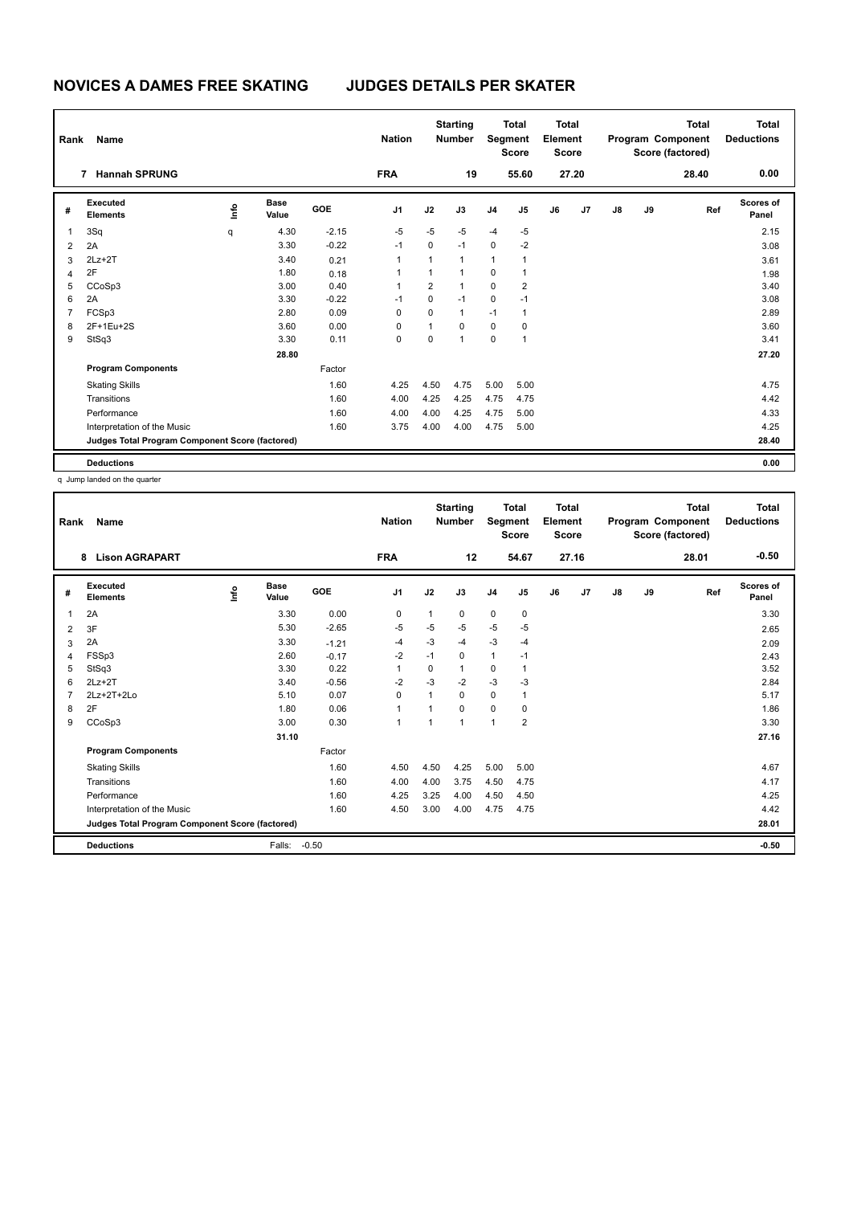# NOVICES A DAMES FREE SKATING JUDGES DETAILS PER SKATER

| Rank | Name | Nation | Starting Number | Total Segment Score | Total Element Score | Total Program Component Score (factored) | Total Deductions |
|---|---|---|---|---|---|---|---|
| 7 | Hannah SPRUNG | FRA | 19 | 55.60 | 27.20 | 28.40 | 0.00 |

| # | Executed Elements | Info | Base Value | GOE | J1 | J2 | J3 | J4 | J5 | J6 | J7 | J8 | J9 | Ref | Scores of Panel |
|---|---|---|---|---|---|---|---|---|---|---|---|---|---|---|---|
| 1 | 3Sq | q | 4.30 | -2.15 | -5 | -5 | -5 | -4 | -5 | | | | | | 2.15 |
| 2 | 2A | | 3.30 | -0.22 | -1 | 0 | -1 | 0 | -2 | | | | | | 3.08 |
| 3 | 2Lz+2T | | 3.40 | 0.21 | 1 | 1 | 1 | 1 | 1 | | | | | | 3.61 |
| 4 | 2F | | 1.80 | 0.18 | 1 | 1 | 1 | 0 | 1 | | | | | | 1.98 |
| 5 | CCoSp3 | | 3.00 | 0.40 | 1 | 2 | 1 | 0 | 2 | | | | | | 3.40 |
| 6 | 2A | | 3.30 | -0.22 | -1 | 0 | -1 | 0 | -1 | | | | | | 3.08 |
| 7 | FCSp3 | | 2.80 | 0.09 | 0 | 0 | 1 | -1 | 1 | | | | | | 2.89 |
| 8 | 2F+1Eu+2S | | 3.60 | 0.00 | 0 | 1 | 0 | 0 | 0 | | | | | | 3.60 |
| 9 | StSq3 | | 3.30 | 0.11 | 0 | 0 | 1 | 0 | 1 | | | | | | 3.41 |
| | | | 28.80 | | | | | | | | | | | | 27.20 |
| | **Program Components** | | | Factor | | | | | | | | | | | |
| | Skating Skills | | | 1.60 | 4.25 | 4.50 | 4.75 | 5.00 | 5.00 | | | | | | 4.75 |
| | Transitions | | | 1.60 | 4.00 | 4.25 | 4.25 | 4.75 | 4.75 | | | | | | 4.42 |
| | Performance | | | 1.60 | 4.00 | 4.00 | 4.25 | 4.75 | 5.00 | | | | | | 4.33 |
| | Interpretation of the Music | | | 1.60 | 3.75 | 4.00 | 4.00 | 4.75 | 5.00 | | | | | | 4.25 |
| | **Judges Total Program Component Score (factored)** | | | | | | | | | | | | | | 28.40 |
| | **Deductions** | | | | | | | | | | | | | | 0.00 |

q Jump landed on the quarter

| Rank | Name | Nation | Starting Number | Total Segment Score | Total Element Score | Total Program Component Score (factored) | Total Deductions |
|---|---|---|---|---|---|---|---|
| 8 | Lison AGRAPART | FRA | 12 | 54.67 | 27.16 | 28.01 | -0.50 |

| # | Executed Elements | Info | Base Value | GOE | J1 | J2 | J3 | J4 | J5 | J6 | J7 | J8 | J9 | Ref | Scores of Panel |
|---|---|---|---|---|---|---|---|---|---|---|---|---|---|---|---|
| 1 | 2A | | 3.30 | 0.00 | 0 | 1 | 0 | 0 | 0 | | | | | | 3.30 |
| 2 | 3F | | 5.30 | -2.65 | -5 | -5 | -5 | -5 | -5 | | | | | | 2.65 |
| 3 | 2A | | 3.30 | -1.21 | -4 | -3 | -4 | -3 | -4 | | | | | | 2.09 |
| 4 | FSSp3 | | 2.60 | -0.17 | -2 | -1 | 0 | 1 | -1 | | | | | | 2.43 |
| 5 | StSq3 | | 3.30 | 0.22 | 1 | 0 | 1 | 0 | 1 | | | | | | 3.52 |
| 6 | 2Lz+2T | | 3.40 | -0.56 | -2 | -3 | -2 | -3 | -3 | | | | | | 2.84 |
| 7 | 2Lz+2T+2Lo | | 5.10 | 0.07 | 0 | 1 | 0 | 0 | 1 | | | | | | 5.17 |
| 8 | 2F | | 1.80 | 0.06 | 1 | 1 | 0 | 0 | 0 | | | | | | 1.86 |
| 9 | CCoSp3 | | 3.00 | 0.30 | 1 | 1 | 1 | 1 | 2 | | | | | | 3.30 |
| | | | 31.10 | | | | | | | | | | | | 27.16 |
| | **Program Components** | | | Factor | | | | | | | | | | | |
| | Skating Skills | | | 1.60 | 4.50 | 4.50 | 4.25 | 5.00 | 5.00 | | | | | | 4.67 |
| | Transitions | | | 1.60 | 4.00 | 4.00 | 3.75 | 4.50 | 4.75 | | | | | | 4.17 |
| | Performance | | | 1.60 | 4.25 | 3.25 | 4.00 | 4.50 | 4.50 | | | | | | 4.25 |
| | Interpretation of the Music | | | 1.60 | 4.50 | 3.00 | 4.00 | 4.75 | 4.75 | | | | | | 4.42 |
| | **Judges Total Program Component Score (factored)** | | | | | | | | | | | | | | 28.01 |
| | **Deductions** | | Falls: | -0.50 | | | | | | | | | | | -0.50 |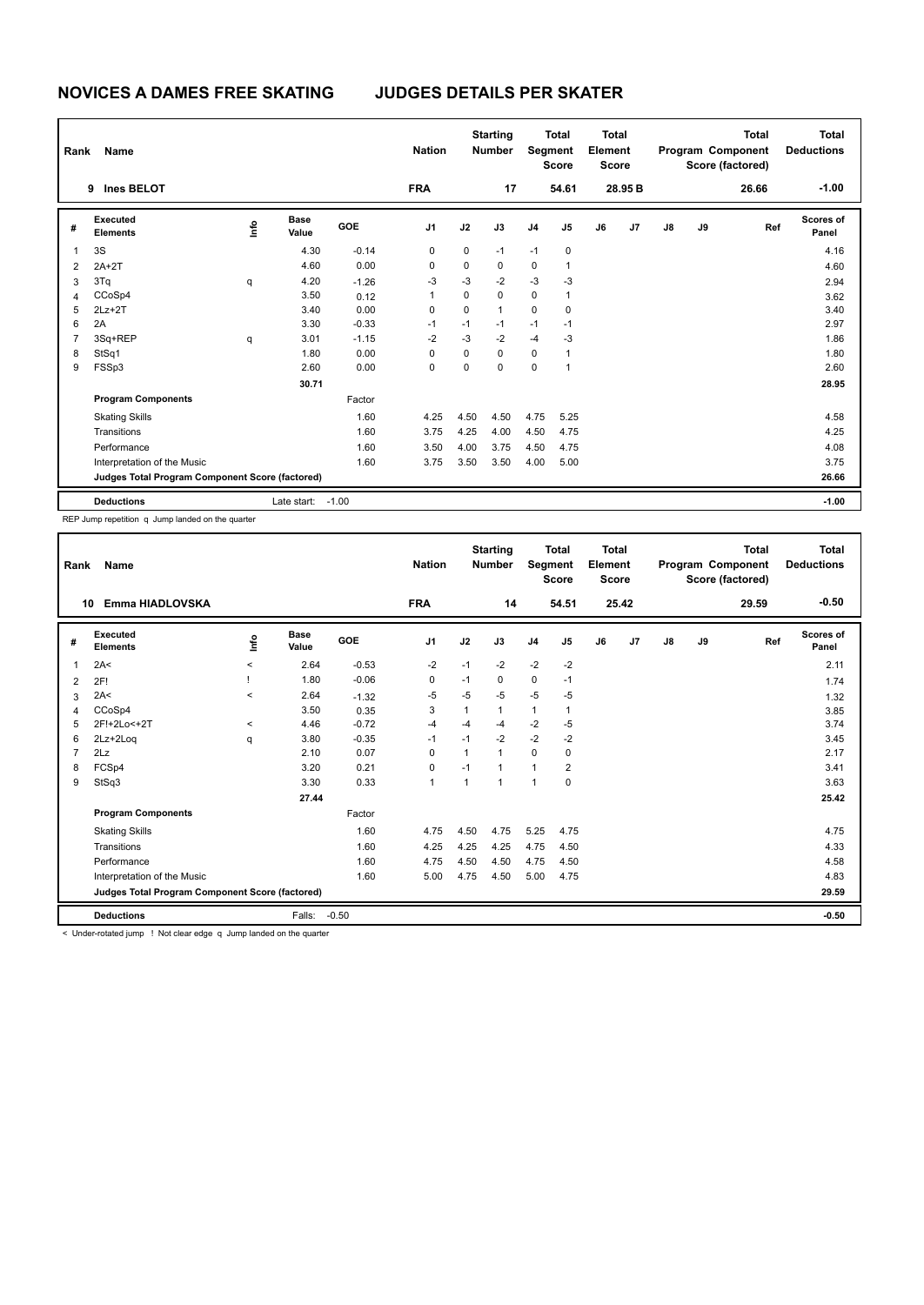# NOVICES A DAMES FREE SKATING        JUDGES DETAILS PER SKATER

| Rank | Name | Nation | Starting Number | Total Segment Score | Total Element Score | Total Program Component Score (factored) | Total Deductions |
|---|---|---|---|---|---|---|---|
| 9 | Ines BELOT | FRA | 17 | 54.61 | 28.95 B | 26.66 | -1.00 |

| # | Executed Elements | Info | Base Value | GOE | J1 | J2 | J3 | J4 | J5 | J6 | J7 | J8 | J9 | Ref | Scores of Panel |
|---|---|---|---|---|---|---|---|---|---|---|---|---|---|---|---|
| 1 | 3S | | 4.30 | -0.14 | 0 | 0 | -1 | -1 | 0 | | | | | | 4.16 |
| 2 | 2A+2T | | 4.60 | 0.00 | 0 | 0 | 0 | 0 | 1 | | | | | | 4.60 |
| 3 | 3Tq | q | 4.20 | -1.26 | -3 | -3 | -2 | -3 | -3 | | | | | | 2.94 |
| 4 | CCoSp4 | | 3.50 | 0.12 | 1 | 0 | 0 | 0 | 1 | | | | | | 3.62 |
| 5 | 2Lz+2T | | 3.40 | 0.00 | 0 | 0 | 1 | 0 | 0 | | | | | | 3.40 |
| 6 | 2A | | 3.30 | -0.33 | -1 | -1 | -1 | -1 | -1 | | | | | | 2.97 |
| 7 | 3Sq+REP | q | 3.01 | -1.15 | -2 | -3 | -2 | -4 | -3 | | | | | | 1.86 |
| 8 | StSq1 | | 1.80 | 0.00 | 0 | 0 | 0 | 0 | 1 | | | | | | 1.80 |
| 9 | FSSp3 | | 2.60 | 0.00 | 0 | 0 | 0 | 0 | 1 | | | | | | 2.60 |
| | | | 30.71 | | | | | | | | | | | | 28.95 |
| | **Program Components** | | | Factor | | | | | | | | | | | |
| | Skating Skills | | | 1.60 | 4.25 | 4.50 | 4.50 | 4.75 | 5.25 | | | | | | 4.58 |
| | Transitions | | | 1.60 | 3.75 | 4.25 | 4.00 | 4.50 | 4.75 | | | | | | 4.25 |
| | Performance | | | 1.60 | 3.50 | 4.00 | 3.75 | 4.50 | 4.75 | | | | | | 4.08 |
| | Interpretation of the Music | | | 1.60 | 3.75 | 3.50 | 3.50 | 4.00 | 5.00 | | | | | | 3.75 |
| | **Judges Total Program Component Score (factored)** | | | | | | | | | | | | | | 26.66 |
| | **Deductions** | | Late start: | -1.00 | | | | | | | | | | | -1.00 |

REP Jump repetition q Jump landed on the quarter

| Rank | Name | Nation | Starting Number | Total Segment Score | Total Element Score | Total Program Component Score (factored) | Total Deductions |
|---|---|---|---|---|---|---|---|
| 10 | Emma HIADLOVSKA | FRA | 14 | 54.51 | 25.42 | 29.59 | -0.50 |

| # | Executed Elements | Info | Base Value | GOE | J1 | J2 | J3 | J4 | J5 | J6 | J7 | J8 | J9 | Ref | Scores of Panel |
|---|---|---|---|---|---|---|---|---|---|---|---|---|---|---|---|
| 1 | 2A< | < | 2.64 | -0.53 | -2 | -1 | -2 | -2 | -2 | | | | | | 2.11 |
| 2 | 2F! | ! | 1.80 | -0.06 | 0 | -1 | 0 | 0 | -1 | | | | | | 1.74 |
| 3 | 2A< | < | 2.64 | -1.32 | -5 | -5 | -5 | -5 | -5 | | | | | | 1.32 |
| 4 | CCoSp4 | | 3.50 | 0.35 | 3 | 1 | 1 | 1 | 1 | | | | | | 3.85 |
| 5 | 2F!+2Lo<+2T | < | 4.46 | -0.72 | -4 | -4 | -4 | -2 | -5 | | | | | | 3.74 |
| 6 | 2Lz+2Loq | q | 3.80 | -0.35 | -1 | -1 | -2 | -2 | -2 | | | | | | 3.45 |
| 7 | 2Lz | | 2.10 | 0.07 | 0 | 1 | 1 | 0 | 0 | | | | | | 2.17 |
| 8 | FCSp4 | | 3.20 | 0.21 | 0 | -1 | 1 | 1 | 2 | | | | | | 3.41 |
| 9 | StSq3 | | 3.30 | 0.33 | 1 | 1 | 1 | 1 | 0 | | | | | | 3.63 |
| | | | 27.44 | | | | | | | | | | | | 25.42 |
| | **Program Components** | | | Factor | | | | | | | | | | | |
| | Skating Skills | | | 1.60 | 4.75 | 4.50 | 4.75 | 5.25 | 4.75 | | | | | | 4.75 |
| | Transitions | | | 1.60 | 4.25 | 4.25 | 4.25 | 4.75 | 4.50 | | | | | | 4.33 |
| | Performance | | | 1.60 | 4.75 | 4.50 | 4.50 | 4.75 | 4.50 | | | | | | 4.58 |
| | Interpretation of the Music | | | 1.60 | 5.00 | 4.75 | 4.50 | 5.00 | 4.75 | | | | | | 4.83 |
| | **Judges Total Program Component Score (factored)** | | | | | | | | | | | | | | 29.59 |
| | **Deductions** | | Falls: | -0.50 | | | | | | | | | | | -0.50 |

< Under-rotated jump ! Not clear edge q Jump landed on the quarter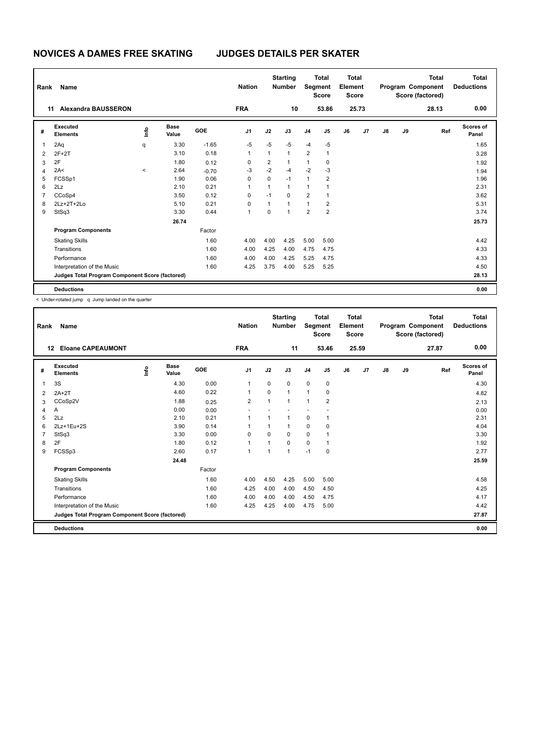# NOVICES A DAMES FREE SKATING JUDGES DETAILS PER SKATER

| Rank | Name | Nation | Starting Number | Total Segment Score | Total Element Score | Total Program Component Score (factored) | Total Deductions |
|---|---|---|---|---|---|---|---|
| 11 | Alexandra BAUSSERON | FRA | 10 | 53.86 | 25.73 | 28.13 | 0.00 |

| # | Executed Elements | Info | Base Value | GOE | J1 | J2 | J3 | J4 | J5 | J6 | J7 | J8 | J9 | Ref | Scores of Panel |
|---|---|---|---|---|---|---|---|---|---|---|---|---|---|---|---|
| 1 | 2Aq | q | 3.30 | -1.65 | -5 | -5 | -5 | -4 | -5 | | | | | | 1.65 |
| 2 | 2F+2T | | 3.10 | 0.18 | 1 | 1 | 1 | 2 | 1 | | | | | | 3.28 |
| 3 | 2F | | 1.80 | 0.12 | 0 | 2 | 1 | 1 | 0 | | | | | | 1.92 |
| 4 | 2A< | < | 2.64 | -0.70 | -3 | -2 | -4 | -2 | -3 | | | | | | 1.94 |
| 5 | FCSSp1 | | 1.90 | 0.06 | 0 | 0 | -1 | 1 | 2 | | | | | | 1.96 |
| 6 | 2Lz | | 2.10 | 0.21 | 1 | 1 | 1 | 1 | 1 | | | | | | 2.31 |
| 7 | CCoSp4 | | 3.50 | 0.12 | 0 | -1 | 0 | 2 | 1 | | | | | | 3.62 |
| 8 | 2Lz+2T+2Lo | | 5.10 | 0.21 | 0 | 1 | 1 | 1 | 2 | | | | | | 5.31 |
| 9 | StSq3 | | 3.30 | 0.44 | 1 | 0 | 1 | 2 | 2 | | | | | | 3.74 |
| | | | 26.74 | | | | | | | | | | | | 25.73 |
| | **Program Components** | | | Factor | | | | | | | | | | | |
| | Skating Skills | | | 1.60 | 4.00 | 4.00 | 4.25 | 5.00 | 5.00 | | | | | | 4.42 |
| | Transitions | | | 1.60 | 4.00 | 4.25 | 4.00 | 4.75 | 4.75 | | | | | | 4.33 |
| | Performance | | | 1.60 | 4.00 | 4.00 | 4.25 | 5.25 | 4.75 | | | | | | 4.33 |
| | Interpretation of the Music | | | 1.60 | 4.25 | 3.75 | 4.00 | 5.25 | 5.25 | | | | | | 4.50 |
| | **Judges Total Program Component Score (factored)** | | | | | | | | | | | | | | 28.13 |
| | **Deductions** | | | | | | | | | | | | | | 0.00 |

< Under-rotated jump q Jump landed on the quarter

| Rank | Name | Nation | Starting Number | Total Segment Score | Total Element Score | Total Program Component Score (factored) | Total Deductions |
|---|---|---|---|---|---|---|---|
| 12 | Eloane CAPEAUMONT | FRA | 11 | 53.46 | 25.59 | 27.87 | 0.00 |

| # | Executed Elements | Info | Base Value | GOE | J1 | J2 | J3 | J4 | J5 | J6 | J7 | J8 | J9 | Ref | Scores of Panel |
|---|---|---|---|---|---|---|---|---|---|---|---|---|---|---|---|
| 1 | 3S | | 4.30 | 0.00 | 1 | 0 | 0 | 0 | 0 | | | | | | 4.30 |
| 2 | 2A+2T | | 4.60 | 0.22 | 1 | 0 | 1 | 1 | 0 | | | | | | 4.82 |
| 3 | CCoSp2V | | 1.88 | 0.25 | 2 | 1 | 1 | 1 | 2 | | | | | | 2.13 |
| 4 | A | | 0.00 | 0.00 | - | - | - | - | - | | | | | | 0.00 |
| 5 | 2Lz | | 2.10 | 0.21 | 1 | 1 | 1 | 0 | 1 | | | | | | 2.31 |
| 6 | 2Lz+1Eu+2S | | 3.90 | 0.14 | 1 | 1 | 1 | 0 | 0 | | | | | | 4.04 |
| 7 | StSq3 | | 3.30 | 0.00 | 0 | 0 | 0 | 0 | 1 | | | | | | 3.30 |
| 8 | 2F | | 1.80 | 0.12 | 1 | 1 | 0 | 0 | 1 | | | | | | 1.92 |
| 9 | FCSSp3 | | 2.60 | 0.17 | 1 | 1 | 1 | -1 | 0 | | | | | | 2.77 |
| | | | 24.48 | | | | | | | | | | | | 25.59 |
| | **Program Components** | | | Factor | | | | | | | | | | | |
| | Skating Skills | | | 1.60 | 4.00 | 4.50 | 4.25 | 5.00 | 5.00 | | | | | | 4.58 |
| | Transitions | | | 1.60 | 4.25 | 4.00 | 4.00 | 4.50 | 4.50 | | | | | | 4.25 |
| | Performance | | | 1.60 | 4.00 | 4.00 | 4.00 | 4.50 | 4.75 | | | | | | 4.17 |
| | Interpretation of the Music | | | 1.60 | 4.25 | 4.25 | 4.00 | 4.75 | 5.00 | | | | | | 4.42 |
| | **Judges Total Program Component Score (factored)** | | | | | | | | | | | | | | 27.87 |
| | **Deductions** | | | | | | | | | | | | | | 0.00 |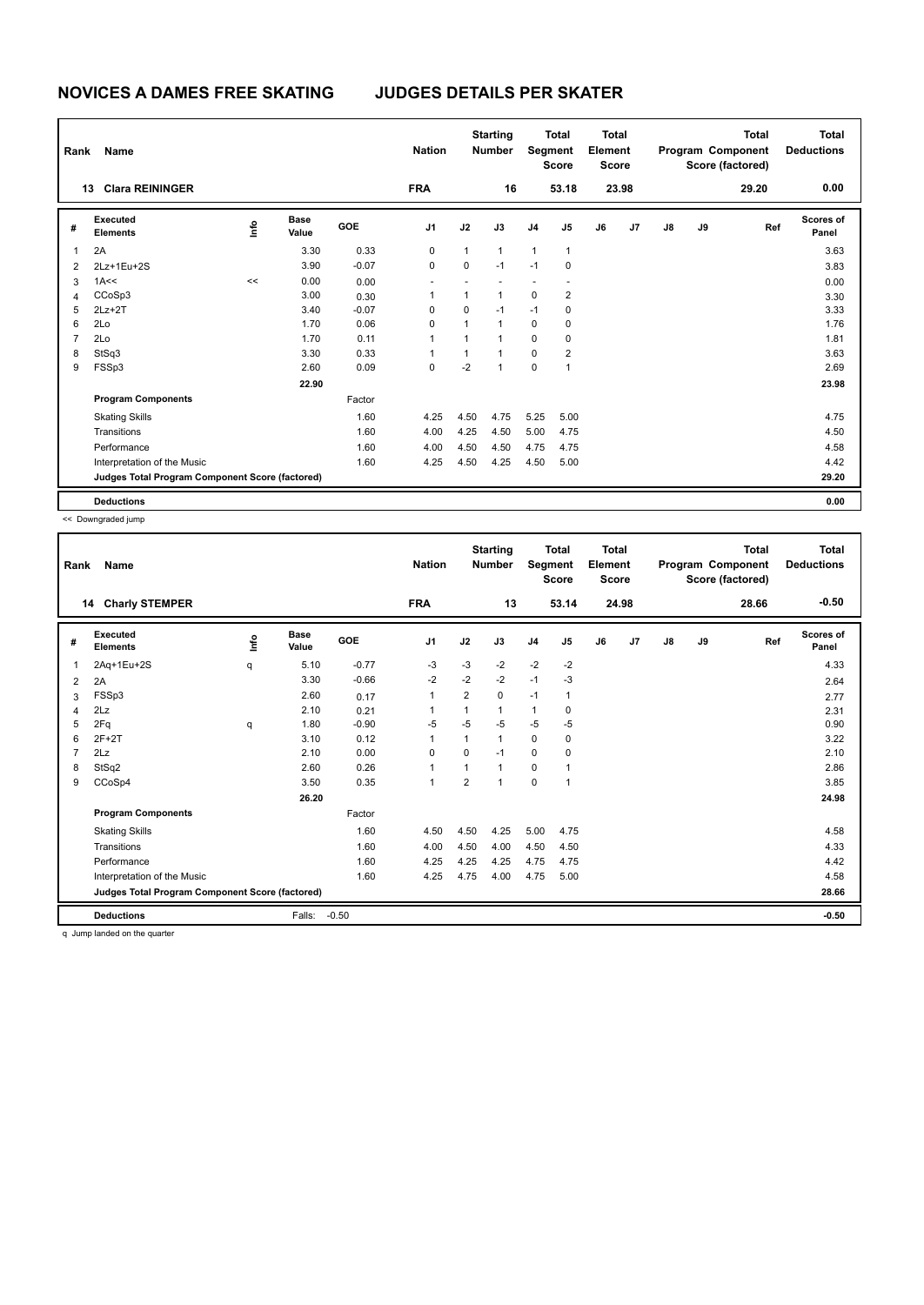# NOVICES A DAMES FREE SKATING JUDGES DETAILS PER SKATER

| Rank | Name | Nation | Starting Number | Total Segment Score | Total Element Score | Total Program Component Score (factored) | Total Deductions |
|---|---|---|---|---|---|---|---|
| 13 | Clara REININGER | FRA | 16 | 53.18 | 23.98 | 29.20 | 0.00 |

| # | Executed Elements | Info | Base Value | GOE | J1 | J2 | J3 | J4 | J5 | J6 | J7 | J8 | J9 | Ref | Scores of Panel |
|---|---|---|---|---|---|---|---|---|---|---|---|---|---|---|---|
| 1 | 2A | | 3.30 | 0.33 | 0 | 1 | 1 | 1 | 1 | | | | | | 3.63 |
| 2 | 2Lz+1Eu+2S | | 3.90 | -0.07 | 0 | 0 | -1 | -1 | 0 | | | | | | 3.83 |
| 3 | 1A<< | << | 0.00 | 0.00 | - | - | - | - | - | | | | | | 0.00 |
| 4 | CCoSp3 | | 3.00 | 0.30 | 1 | 1 | 1 | 0 | 2 | | | | | | 3.30 |
| 5 | 2Lz+2T | | 3.40 | -0.07 | 0 | 0 | -1 | -1 | 0 | | | | | | 3.33 |
| 6 | 2Lo | | 1.70 | 0.06 | 0 | 1 | 1 | 0 | 0 | | | | | | 1.76 |
| 7 | 2Lo | | 1.70 | 0.11 | 1 | 1 | 1 | 0 | 0 | | | | | | 1.81 |
| 8 | StSq3 | | 3.30 | 0.33 | 1 | 1 | 1 | 0 | 2 | | | | | | 3.63 |
| 9 | FSSp3 | | 2.60 | 0.09 | 0 | -2 | 1 | 0 | 1 | | | | | | 2.69 |
| | | | 22.90 | | | | | | | | | | | | 23.98 |
| | **Program Components** | | | Factor | | | | | | | | | | | |
| | Skating Skills | | | 1.60 | 4.25 | 4.50 | 4.75 | 5.25 | 5.00 | | | | | | 4.75 |
| | Transitions | | | 1.60 | 4.00 | 4.25 | 4.50 | 5.00 | 4.75 | | | | | | 4.50 |
| | Performance | | | 1.60 | 4.00 | 4.50 | 4.50 | 4.75 | 4.75 | | | | | | 4.58 |
| | Interpretation of the Music | | | 1.60 | 4.25 | 4.50 | 4.25 | 4.50 | 5.00 | | | | | | 4.42 |
| | **Judges Total Program Component Score (factored)** | | | | | | | | | | | | | | 29.20 |
| | **Deductions** | | | | | | | | | | | | | | 0.00 |

<< Downgraded jump

| Rank | Name | Nation | Starting Number | Total Segment Score | Total Element Score | Total Program Component Score (factored) | Total Deductions |
|---|---|---|---|---|---|---|---|
| 14 | Charly STEMPER | FRA | 13 | 53.14 | 24.98 | 28.66 | -0.50 |

| # | Executed Elements | Info | Base Value | GOE | J1 | J2 | J3 | J4 | J5 | J6 | J7 | J8 | J9 | Ref | Scores of Panel |
|---|---|---|---|---|---|---|---|---|---|---|---|---|---|---|---|
| 1 | 2Aq+1Eu+2S | q | 5.10 | -0.77 | -3 | -3 | -2 | -2 | -2 | | | | | | 4.33 |
| 2 | 2A | | 3.30 | -0.66 | -2 | -2 | -2 | -1 | -3 | | | | | | 2.64 |
| 3 | FSSp3 | | 2.60 | 0.17 | 1 | 2 | 0 | -1 | 1 | | | | | | 2.77 |
| 4 | 2Lz | | 2.10 | 0.21 | 1 | 1 | 1 | 1 | 0 | | | | | | 2.31 |
| 5 | 2Fq | q | 1.80 | -0.90 | -5 | -5 | -5 | -5 | -5 | | | | | | 0.90 |
| 6 | 2F+2T | | 3.10 | 0.12 | 1 | 1 | 1 | 0 | 0 | | | | | | 3.22 |
| 7 | 2Lz | | 2.10 | 0.00 | 0 | 0 | -1 | 0 | 0 | | | | | | 2.10 |
| 8 | StSq2 | | 2.60 | 0.26 | 1 | 1 | 1 | 0 | 1 | | | | | | 2.86 |
| 9 | CCoSp4 | | 3.50 | 0.35 | 1 | 2 | 1 | 0 | 1 | | | | | | 3.85 |
| | | | 26.20 | | | | | | | | | | | | 24.98 |
| | **Program Components** | | | Factor | | | | | | | | | | | |
| | Skating Skills | | | 1.60 | 4.50 | 4.50 | 4.25 | 5.00 | 4.75 | | | | | | 4.58 |
| | Transitions | | | 1.60 | 4.00 | 4.50 | 4.00 | 4.50 | 4.50 | | | | | | 4.33 |
| | Performance | | | 1.60 | 4.25 | 4.25 | 4.25 | 4.75 | 4.75 | | | | | | 4.42 |
| | Interpretation of the Music | | | 1.60 | 4.25 | 4.75 | 4.00 | 4.75 | 5.00 | | | | | | 4.58 |
| | **Judges Total Program Component Score (factored)** | | | | | | | | | | | | | | 28.66 |
| | **Deductions** | | Falls: | -0.50 | | | | | | | | | | | -0.50 |

q Jump landed on the quarter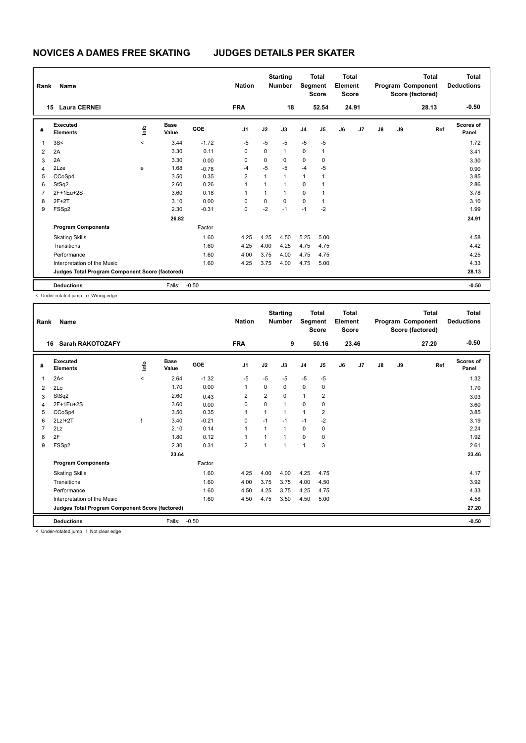# NOVICES A DAMES FREE SKATING JUDGES DETAILS PER SKATER

| Rank | Name | Nation | Starting Number | Total Segment Score | Total Element Score | Total Program Component Score (factored) | Total Deductions |
|---|---|---|---|---|---|---|---|
| 15 | Laura CERNEI | FRA | 18 | 52.54 | 24.91 | 28.13 | -0.50 |

| # | Executed Elements | Info | Base Value | GOE | J1 | J2 | J3 | J4 | J5 | J6 | J7 | J8 | J9 | Ref | Scores of Panel |
|---|---|---|---|---|---|---|---|---|---|---|---|---|---|---|---|
| 1 | 3S< | < | 3.44 | -1.72 | -5 | -5 | -5 | -5 | -5 | | | | | | 1.72 |
| 2 | 2A | | 3.30 | 0.11 | 0 | 0 | 1 | 0 | 1 | | | | | | 3.41 |
| 3 | 2A | | 3.30 | 0.00 | 0 | 0 | 0 | 0 | 0 | | | | | | 3.30 |
| 4 | 2Lze | e | 1.68 | -0.78 | -4 | -5 | -5 | -4 | -5 | | | | | | 0.90 |
| 5 | CCoSp4 | | 3.50 | 0.35 | 2 | 1 | 1 | 1 | 1 | | | | | | 3.85 |
| 6 | StSq2 | | 2.60 | 0.26 | 1 | 1 | 1 | 0 | 1 | | | | | | 2.86 |
| 7 | 2F+1Eu+2S | | 3.60 | 0.18 | 1 | 1 | 1 | 0 | 1 | | | | | | 3.78 |
| 8 | 2F+2T | | 3.10 | 0.00 | 0 | 0 | 0 | 0 | 1 | | | | | | 3.10 |
| 9 | FSSp2 | | 2.30 | -0.31 | 0 | -2 | -1 | -1 | -2 | | | | | | 1.99 |
| | | | 26.82 | | | | | | | | | | | | 24.91 |
| | **Program Components** | | | Factor | | | | | | | | | | | |
| | Skating Skills | | | 1.60 | 4.25 | 4.25 | 4.50 | 5.25 | 5.00 | | | | | | 4.58 |
| | Transitions | | | 1.60 | 4.25 | 4.00 | 4.25 | 4.75 | 4.75 | | | | | | 4.42 |
| | Performance | | | 1.60 | 4.00 | 3.75 | 4.00 | 4.75 | 4.75 | | | | | | 4.25 |
| | Interpretation of the Music | | | 1.60 | 4.25 | 3.75 | 4.00 | 4.75 | 5.00 | | | | | | 4.33 |
| | Judges Total Program Component Score (factored) | | | | | | | | | | | | | | 28.13 |
| | **Deductions** | | Falls: | -0.50 | | | | | | | | | | | -0.50 |

< Under-rotated jump e Wrong edge

| Rank | Name | Nation | Starting Number | Total Segment Score | Total Element Score | Total Program Component Score (factored) | Total Deductions |
|---|---|---|---|---|---|---|---|
| 16 | Sarah RAKOTOZAFY | FRA | 9 | 50.16 | 23.46 | 27.20 | -0.50 |

| # | Executed Elements | Info | Base Value | GOE | J1 | J2 | J3 | J4 | J5 | J6 | J7 | J8 | J9 | Ref | Scores of Panel |
|---|---|---|---|---|---|---|---|---|---|---|---|---|---|---|---|
| 1 | 2A< | < | 2.64 | -1.32 | -5 | -5 | -5 | -5 | -5 | | | | | | 1.32 |
| 2 | 2Lo | | 1.70 | 0.00 | 1 | 0 | 0 | 0 | 0 | | | | | | 1.70 |
| 3 | StSq2 | | 2.60 | 0.43 | 2 | 2 | 0 | 1 | 2 | | | | | | 3.03 |
| 4 | 2F+1Eu+2S | | 3.60 | 0.00 | 0 | 0 | 1 | 0 | 0 | | | | | | 3.60 |
| 5 | CCoSp4 | | 3.50 | 0.35 | 1 | 1 | 1 | 1 | 2 | | | | | | 3.85 |
| 6 | 2Lz!+2T | ! | 3.40 | -0.21 | 0 | -1 | -1 | -1 | -2 | | | | | | 3.19 |
| 7 | 2Lz | | 2.10 | 0.14 | 1 | 1 | 1 | 0 | 0 | | | | | | 2.24 |
| 8 | 2F | | 1.80 | 0.12 | 1 | 1 | 1 | 0 | 0 | | | | | | 1.92 |
| 9 | FSSp2 | | 2.30 | 0.31 | 2 | 1 | 1 | 1 | 3 | | | | | | 2.61 |
| | | | 23.64 | | | | | | | | | | | | 23.46 |
| | **Program Components** | | | Factor | | | | | | | | | | | |
| | Skating Skills | | | 1.60 | 4.25 | 4.00 | 4.00 | 4.25 | 4.75 | | | | | | 4.17 |
| | Transitions | | | 1.60 | 4.00 | 3.75 | 3.75 | 4.00 | 4.50 | | | | | | 3.92 |
| | Performance | | | 1.60 | 4.50 | 4.25 | 3.75 | 4.25 | 4.75 | | | | | | 4.33 |
| | Interpretation of the Music | | | 1.60 | 4.50 | 4.75 | 3.50 | 4.50 | 5.00 | | | | | | 4.58 |
| | Judges Total Program Component Score (factored) | | | | | | | | | | | | | | 27.20 |
| | **Deductions** | | Falls: | -0.50 | | | | | | | | | | | -0.50 |

< Under-rotated jump ! Not clear edge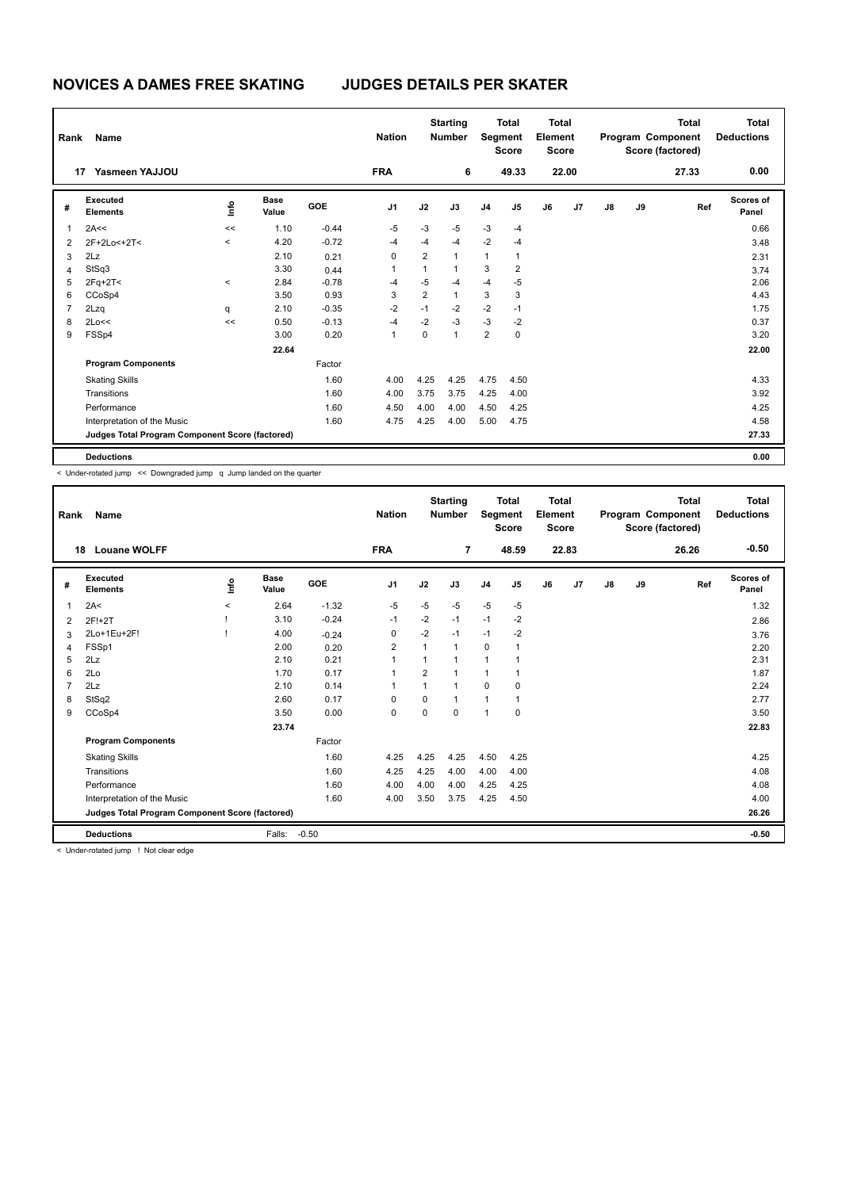# NOVICES A DAMES FREE SKATING JUDGES DETAILS PER SKATER

| Rank | Name | Nation | Starting Number | Total Segment Score | Total Element Score | Total Program Component Score (factored) | Total Deductions |
|---|---|---|---|---|---|---|---|
| 17 | Yasmeen YAJJOU | FRA | 6 | 49.33 | 22.00 | 27.33 | 0.00 |

| # | Executed Elements | Info | Base Value | GOE | J1 | J2 | J3 | J4 | J5 | J6 | J7 | J8 | J9 | Ref | Scores of Panel |
|---|---|---|---|---|---|---|---|---|---|---|---|---|---|---|---|
| 1 | 2A<< | << | 1.10 | -0.44 | -5 | -3 | -5 | -3 | -4 | | | | | | 0.66 |
| 2 | 2F+2Lo<+2T< | < | 4.20 | -0.72 | -4 | -4 | -4 | -2 | -4 | | | | | | 3.48 |
| 3 | 2Lz | | 2.10 | 0.21 | 0 | 2 | 1 | 1 | 1 | | | | | | 2.31 |
| 4 | StSq3 | | 3.30 | 0.44 | 1 | 1 | 1 | 3 | 2 | | | | | | 3.74 |
| 5 | 2Fq+2T< | < | 2.84 | -0.78 | -4 | -5 | -4 | -4 | -5 | | | | | | 2.06 |
| 6 | CCoSp4 | | 3.50 | 0.93 | 3 | 2 | 1 | 3 | 3 | | | | | | 4.43 |
| 7 | 2Lzq | q | 2.10 | -0.35 | -2 | -1 | -2 | -2 | -1 | | | | | | 1.75 |
| 8 | 2Lo<< | << | 0.50 | -0.13 | -4 | -2 | -3 | -3 | -2 | | | | | | 0.37 |
| 9 | FSSp4 | | 3.00 | 0.20 | 1 | 0 | 1 | 2 | 0 | | | | | | 3.20 |
| | | | 22.64 | | | | | | | | | | | | 22.00 |
| | **Program Components** | | | Factor | | | | | | | | | | | |
| | Skating Skills | | | 1.60 | 4.00 | 4.25 | 4.25 | 4.75 | 4.50 | | | | | | 4.33 |
| | Transitions | | | 1.60 | 4.00 | 3.75 | 3.75 | 4.25 | 4.00 | | | | | | 3.92 |
| | Performance | | | 1.60 | 4.50 | 4.00 | 4.00 | 4.50 | 4.25 | | | | | | 4.25 |
| | Interpretation of the Music | | | 1.60 | 4.75 | 4.25 | 4.00 | 5.00 | 4.75 | | | | | | 4.58 |
| | **Judges Total Program Component Score (factored)** | | | | | | | | | | | | | | 27.33 |
| | **Deductions** | | | | | | | | | | | | | | 0.00 |

< Under-rotated jump << Downgraded jump q Jump landed on the quarter

| Rank | Name | Nation | Starting Number | Total Segment Score | Total Element Score | Total Program Component Score (factored) | Total Deductions |
|---|---|---|---|---|---|---|---|
| 18 | Louane WOLFF | FRA | 7 | 48.59 | 22.83 | 26.26 | -0.50 |

| # | Executed Elements | Info | Base Value | GOE | J1 | J2 | J3 | J4 | J5 | J6 | J7 | J8 | J9 | Ref | Scores of Panel |
|---|---|---|---|---|---|---|---|---|---|---|---|---|---|---|---|
| 1 | 2A< | < | 2.64 | -1.32 | -5 | -5 | -5 | -5 | -5 | | | | | | 1.32 |
| 2 | 2F!+2T | ! | 3.10 | -0.24 | -1 | -2 | -1 | -1 | -2 | | | | | | 2.86 |
| 3 | 2Lo+1Eu+2F! | ! | 4.00 | -0.24 | 0 | -2 | -1 | -1 | -2 | | | | | | 3.76 |
| 4 | FSSp1 | | 2.00 | 0.20 | 2 | 1 | 1 | 0 | 1 | | | | | | 2.20 |
| 5 | 2Lz | | 2.10 | 0.21 | 1 | 1 | 1 | 1 | 1 | | | | | | 2.31 |
| 6 | 2Lo | | 1.70 | 0.17 | 1 | 2 | 1 | 1 | 1 | | | | | | 1.87 |
| 7 | 2Lz | | 2.10 | 0.14 | 1 | 1 | 1 | 0 | 0 | | | | | | 2.24 |
| 8 | StSq2 | | 2.60 | 0.17 | 0 | 0 | 1 | 1 | 1 | | | | | | 2.77 |
| 9 | CCoSp4 | | 3.50 | 0.00 | 0 | 0 | 0 | 1 | 0 | | | | | | 3.50 |
| | | | 23.74 | | | | | | | | | | | | 22.83 |
| | **Program Components** | | | Factor | | | | | | | | | | | |
| | Skating Skills | | | 1.60 | 4.25 | 4.25 | 4.25 | 4.50 | 4.25 | | | | | | 4.25 |
| | Transitions | | | 1.60 | 4.25 | 4.25 | 4.00 | 4.00 | 4.00 | | | | | | 4.08 |
| | Performance | | | 1.60 | 4.00 | 4.00 | 4.00 | 4.25 | 4.25 | | | | | | 4.08 |
| | Interpretation of the Music | | | 1.60 | 4.00 | 3.50 | 3.75 | 4.25 | 4.50 | | | | | | 4.00 |
| | **Judges Total Program Component Score (factored)** | | | | | | | | | | | | | | 26.26 |
| | **Deductions** | | Falls: | -0.50 | | | | | | | | | | | -0.50 |

< Under-rotated jump ! Not clear edge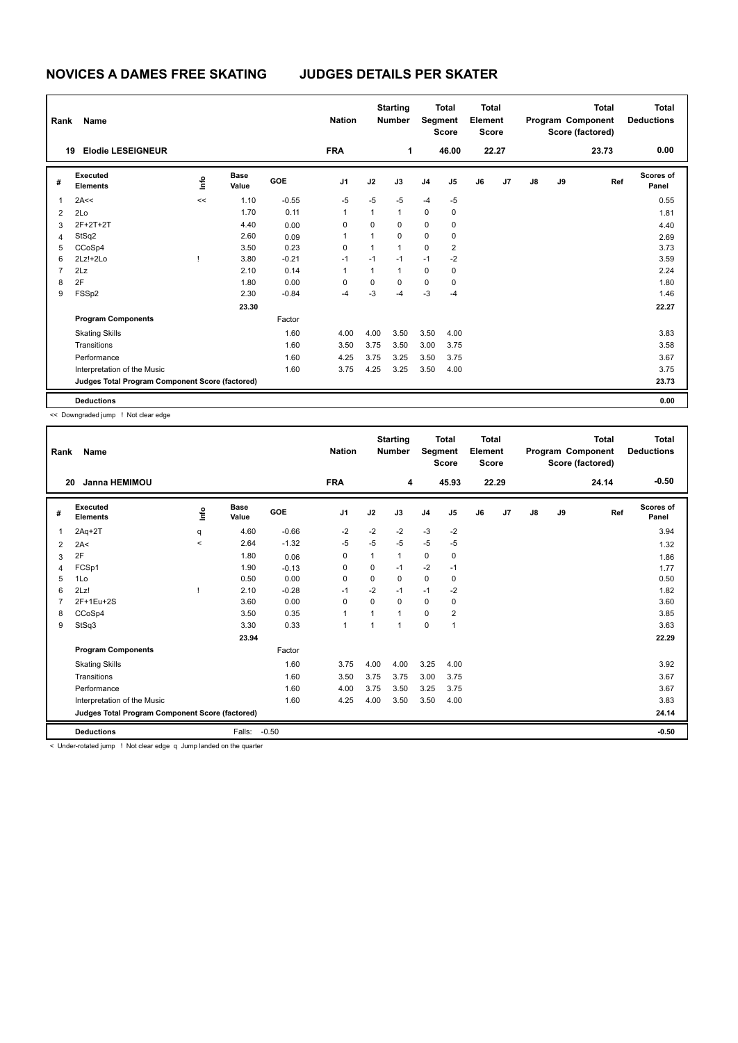# NOVICES A DAMES FREE SKATING JUDGES DETAILS PER SKATER

| Rank | Name | Nation | Starting Number | Total Segment Score | Total Element Score | Total Program Component Score (factored) | Total Deductions |
|---|---|---|---|---|---|---|---|
| 19 | Elodie LESEIGNEUR | FRA | 1 | 46.00 | 22.27 | 23.73 | 0.00 |

| # | Executed Elements | Info | Base Value | GOE | J1 | J2 | J3 | J4 | J5 | J6 | J7 | J8 | J9 | Ref | Scores of Panel |
|---|---|---|---|---|---|---|---|---|---|---|---|---|---|---|---|
| 1 | 2A<< | << | 1.10 | -0.55 | -5 | -5 | -5 | -4 | -5 | | | | | | 0.55 |
| 2 | 2Lo | | 1.70 | 0.11 | 1 | 1 | 1 | 0 | 0 | | | | | | 1.81 |
| 3 | 2F+2T+2T | | 4.40 | 0.00 | 0 | 0 | 0 | 0 | 0 | | | | | | 4.40 |
| 4 | StSq2 | | 2.60 | 0.09 | 1 | 1 | 0 | 0 | 0 | | | | | | 2.69 |
| 5 | CCoSp4 | | 3.50 | 0.23 | 0 | 1 | 1 | 0 | 2 | | | | | | 3.73 |
| 6 | 2Lz!+2Lo | ! | 3.80 | -0.21 | -1 | -1 | -1 | -1 | -2 | | | | | | 3.59 |
| 7 | 2Lz | | 2.10 | 0.14 | 1 | 1 | 1 | 0 | 0 | | | | | | 2.24 |
| 8 | 2F | | 1.80 | 0.00 | 0 | 0 | 0 | 0 | 0 | | | | | | 1.80 |
| 9 | FSSp2 | | 2.30 | -0.84 | -4 | -3 | -4 | -3 | -4 | | | | | | 1.46 |
| | | | 23.30 | | | | | | | | | | | | 22.27 |
| | **Program Components** | | | Factor | | | | | | | | | | | |
| | Skating Skills | | | 1.60 | 4.00 | 4.00 | 3.50 | 3.50 | 4.00 | | | | | | 3.83 |
| | Transitions | | | 1.60 | 3.50 | 3.75 | 3.50 | 3.00 | 3.75 | | | | | | 3.58 |
| | Performance | | | 1.60 | 4.25 | 3.75 | 3.25 | 3.50 | 3.75 | | | | | | 3.67 |
| | Interpretation of the Music | | | 1.60 | 3.75 | 4.25 | 3.25 | 3.50 | 4.00 | | | | | | 3.75 |
| | **Judges Total Program Component Score (factored)** | | | | | | | | | | | | | | 23.73 |
| | **Deductions** | | | | | | | | | | | | | | 0.00 |

<< Downgraded jump ! Not clear edge

| Rank | Name | Nation | Starting Number | Total Segment Score | Total Element Score | Total Program Component Score (factored) | Total Deductions |
|---|---|---|---|---|---|---|---|
| 20 | Janna HEMIMOU | FRA | 4 | 45.93 | 22.29 | 24.14 | -0.50 |

| # | Executed Elements | Info | Base Value | GOE | J1 | J2 | J3 | J4 | J5 | J6 | J7 | J8 | J9 | Ref | Scores of Panel |
|---|---|---|---|---|---|---|---|---|---|---|---|---|---|---|---|
| 1 | 2Aq+2T | q | 4.60 | -0.66 | -2 | -2 | -2 | -3 | -2 | | | | | | 3.94 |
| 2 | 2A< | < | 2.64 | -1.32 | -5 | -5 | -5 | -5 | -5 | | | | | | 1.32 |
| 3 | 2F | | 1.80 | 0.06 | 0 | 1 | 1 | 0 | 0 | | | | | | 1.86 |
| 4 | FCSp1 | | 1.90 | -0.13 | 0 | 0 | -1 | -2 | -1 | | | | | | 1.77 |
| 5 | 1Lo | | 0.50 | 0.00 | 0 | 0 | 0 | 0 | 0 | | | | | | 0.50 |
| 6 | 2Lz! | ! | 2.10 | -0.28 | -1 | -2 | -1 | -1 | -2 | | | | | | 1.82 |
| 7 | 2F+1Eu+2S | | 3.60 | 0.00 | 0 | 0 | 0 | 0 | 0 | | | | | | 3.60 |
| 8 | CCoSp4 | | 3.50 | 0.35 | 1 | 1 | 1 | 0 | 2 | | | | | | 3.85 |
| 9 | StSq3 | | 3.30 | 0.33 | 1 | 1 | 1 | 0 | 1 | | | | | | 3.63 |
| | | | 23.94 | | | | | | | | | | | | 22.29 |
| | **Program Components** | | | Factor | | | | | | | | | | | |
| | Skating Skills | | | 1.60 | 3.75 | 4.00 | 4.00 | 3.25 | 4.00 | | | | | | 3.92 |
| | Transitions | | | 1.60 | 3.50 | 3.75 | 3.75 | 3.00 | 3.75 | | | | | | 3.67 |
| | Performance | | | 1.60 | 4.00 | 3.75 | 3.50 | 3.25 | 3.75 | | | | | | 3.67 |
| | Interpretation of the Music | | | 1.60 | 4.25 | 4.00 | 3.50 | 3.50 | 4.00 | | | | | | 3.83 |
| | **Judges Total Program Component Score (factored)** | | | | | | | | | | | | | | 24.14 |
| | **Deductions** | | Falls: | -0.50 | | | | | | | | | | | -0.50 |

< Under-rotated jump ! Not clear edge q Jump landed on the quarter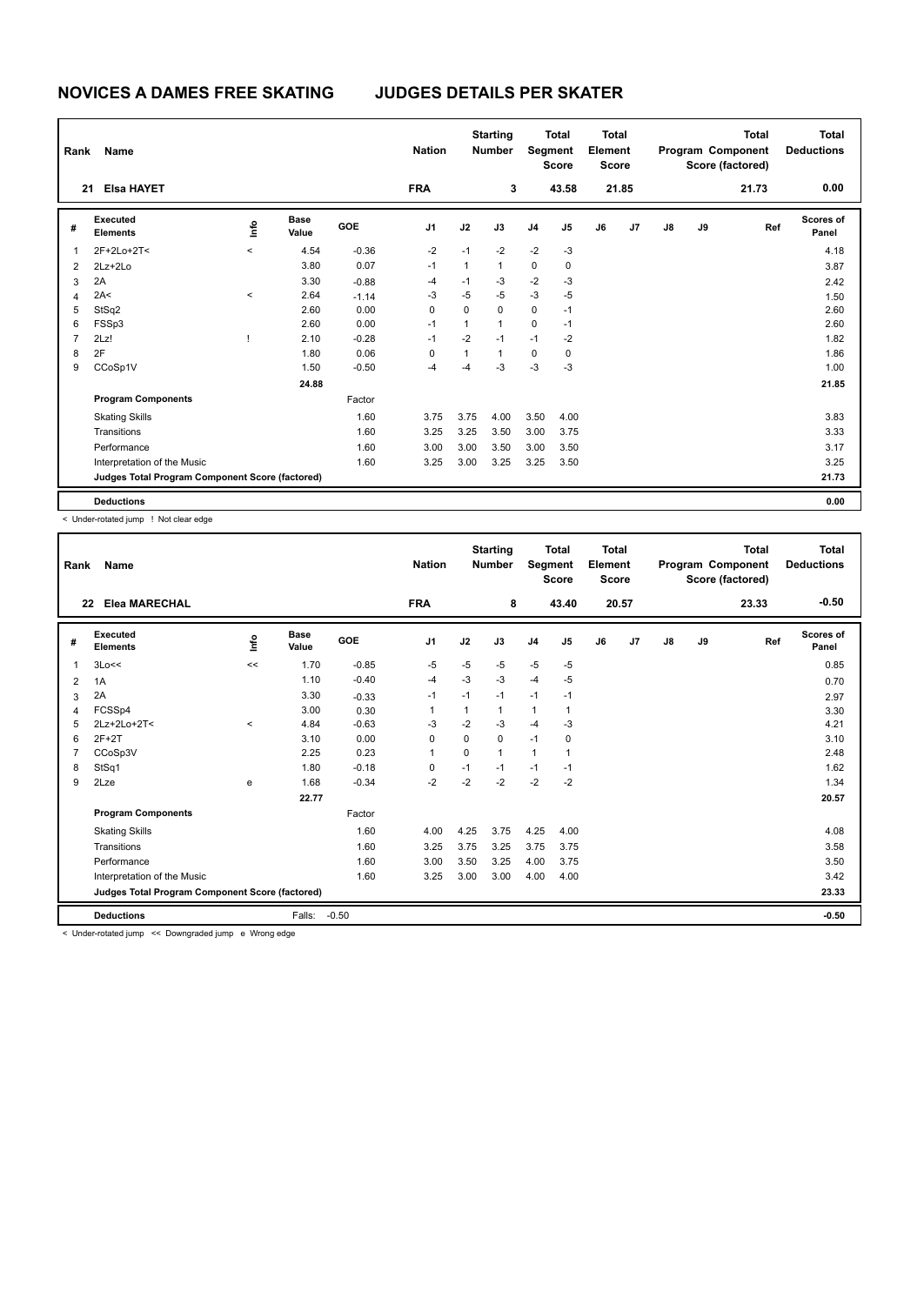# NOVICES A DAMES FREE SKATING JUDGES DETAILS PER SKATER

| Rank | Name | Nation | Starting Number | Total Segment Score | Total Element Score | Total Program Component Score (factored) | Total Deductions |
|---|---|---|---|---|---|---|---|
| 21 | Elsa HAYET | FRA | 3 | 43.58 | 21.85 | 21.73 | 0.00 |

| # | Executed Elements | Info | Base Value | GOE | J1 | J2 | J3 | J4 | J5 | J6 | J7 | J8 | J9 | Ref | Scores of Panel |
|---|---|---|---|---|---|---|---|---|---|---|---|---|---|---|---|
| 1 | 2F+2Lo+2T< | < | 4.54 | -0.36 | -2 | -1 | -2 | -2 | -3 | | | | | | 4.18 |
| 2 | 2Lz+2Lo | | 3.80 | 0.07 | -1 | 1 | 1 | 0 | 0 | | | | | | 3.87 |
| 3 | 2A | | 3.30 | -0.88 | -4 | -1 | -3 | -2 | -3 | | | | | | 2.42 |
| 4 | 2A< | < | 2.64 | -1.14 | -3 | -5 | -5 | -3 | -5 | | | | | | 1.50 |
| 5 | StSq2 | | 2.60 | 0.00 | 0 | 0 | 0 | 0 | -1 | | | | | | 2.60 |
| 6 | FSSp3 | | 2.60 | 0.00 | -1 | 1 | 1 | 0 | -1 | | | | | | 2.60 |
| 7 | 2Lz! | ! | 2.10 | -0.28 | -1 | -2 | -1 | -1 | -2 | | | | | | 1.82 |
| 8 | 2F | | 1.80 | 0.06 | 0 | 1 | 1 | 0 | 0 | | | | | | 1.86 |
| 9 | CCoSp1V | | 1.50 | -0.50 | -4 | -4 | -3 | -3 | -3 | | | | | | 1.00 |
| | | | 24.88 | | | | | | | | | | | | 21.85 |
| | **Program Components** | | | Factor | | | | | | | | | | | |
| | Skating Skills | | | 1.60 | 3.75 | 3.75 | 4.00 | 3.50 | 4.00 | | | | | | 3.83 |
| | Transitions | | | 1.60 | 3.25 | 3.25 | 3.50 | 3.00 | 3.75 | | | | | | 3.33 |
| | Performance | | | 1.60 | 3.00 | 3.00 | 3.50 | 3.00 | 3.50 | | | | | | 3.17 |
| | Interpretation of the Music | | | 1.60 | 3.25 | 3.00 | 3.25 | 3.25 | 3.50 | | | | | | 3.25 |
| | **Judges Total Program Component Score (factored)** | | | | | | | | | | | | | | 21.73 |
| | **Deductions** | | | | | | | | | | | | | | 0.00 |

< Under-rotated jump ! Not clear edge

| Rank | Name | Nation | Starting Number | Total Segment Score | Total Element Score | Total Program Component Score (factored) | Total Deductions |
|---|---|---|---|---|---|---|---|
| 22 | Elea MARECHAL | FRA | 8 | 43.40 | 20.57 | 23.33 | -0.50 |

| # | Executed Elements | Info | Base Value | GOE | J1 | J2 | J3 | J4 | J5 | J6 | J7 | J8 | J9 | Ref | Scores of Panel |
|---|---|---|---|---|---|---|---|---|---|---|---|---|---|---|---|
| 1 | 3Lo<< | << | 1.70 | -0.85 | -5 | -5 | -5 | -5 | -5 | | | | | | 0.85 |
| 2 | 1A | | 1.10 | -0.40 | -4 | -3 | -3 | -4 | -5 | | | | | | 0.70 |
| 3 | 2A | | 3.30 | -0.33 | -1 | -1 | -1 | -1 | -1 | | | | | | 2.97 |
| 4 | FCSSp4 | | 3.00 | 0.30 | 1 | 1 | 1 | 1 | 1 | | | | | | 3.30 |
| 5 | 2Lz+2Lo+2T< | < | 4.84 | -0.63 | -3 | -2 | -3 | -4 | -3 | | | | | | 4.21 |
| 6 | 2F+2T | | 3.10 | 0.00 | 0 | 0 | 0 | -1 | 0 | | | | | | 3.10 |
| 7 | CCoSp3V | | 2.25 | 0.23 | 1 | 0 | 1 | 1 | 1 | | | | | | 2.48 |
| 8 | StSq1 | | 1.80 | -0.18 | 0 | -1 | -1 | -1 | -1 | | | | | | 1.62 |
| 9 | 2Lze | e | 1.68 | -0.34 | -2 | -2 | -2 | -2 | -2 | | | | | | 1.34 |
| | | | 22.77 | | | | | | | | | | | | 20.57 |
| | **Program Components** | | | Factor | | | | | | | | | | | |
| | Skating Skills | | | 1.60 | 4.00 | 4.25 | 3.75 | 4.25 | 4.00 | | | | | | 4.08 |
| | Transitions | | | 1.60 | 3.25 | 3.75 | 3.25 | 3.75 | 3.75 | | | | | | 3.58 |
| | Performance | | | 1.60 | 3.00 | 3.50 | 3.25 | 4.00 | 3.75 | | | | | | 3.50 |
| | Interpretation of the Music | | | 1.60 | 3.25 | 3.00 | 3.00 | 4.00 | 4.00 | | | | | | 3.42 |
| | **Judges Total Program Component Score (factored)** | | | | | | | | | | | | | | 23.33 |
| | **Deductions** | | Falls: | -0.50 | | | | | | | | | | | -0.50 |

< Under-rotated jump << Downgraded jump e Wrong edge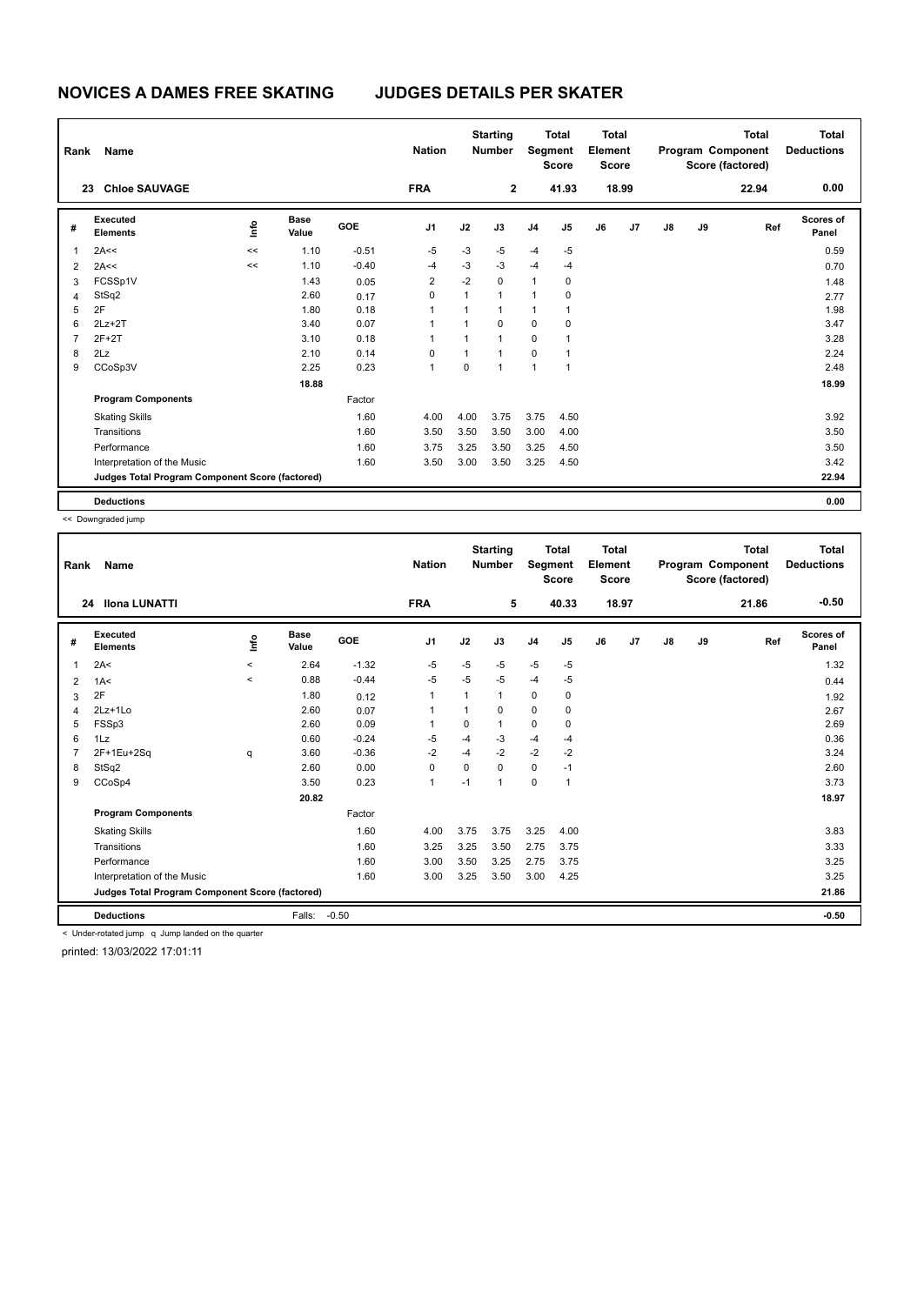# NOVICES A DAMES FREE SKATING JUDGES DETAILS PER SKATER

| Rank | Name | Nation | Starting Number | Total Segment Score | Total Element Score | Total Program Component Score (factored) | Total Deductions |
|---|---|---|---|---|---|---|---|
| 23 | Chloe SAUVAGE | FRA | 2 | 41.93 | 18.99 | 22.94 | 0.00 |

| # | Executed Elements | Info | Base Value | GOE | J1 | J2 | J3 | J4 | J5 | J6 | J7 | J8 | J9 | Ref | Scores of Panel |
|---|---|---|---|---|---|---|---|---|---|---|---|---|---|---|---|
| 1 | 2A<< | << | 1.10 | -0.51 | -5 | -3 | -5 | -4 | -5 | | | | | | 0.59 |
| 2 | 2A<< | << | 1.10 | -0.40 | -4 | -3 | -3 | -4 | -4 | | | | | | 0.70 |
| 3 | FCSSp1V | | 1.43 | 0.05 | 2 | -2 | 0 | 1 | 0 | | | | | | 1.48 |
| 4 | StSq2 | | 2.60 | 0.17 | 0 | 1 | 1 | 1 | 0 | | | | | | 2.77 |
| 5 | 2F | | 1.80 | 0.18 | 1 | 1 | 1 | 1 | 1 | | | | | | 1.98 |
| 6 | 2Lz+2T | | 3.40 | 0.07 | 1 | 1 | 0 | 0 | 0 | | | | | | 3.47 |
| 7 | 2F+2T | | 3.10 | 0.18 | 1 | 1 | 1 | 0 | 1 | | | | | | 3.28 |
| 8 | 2Lz | | 2.10 | 0.14 | 0 | 1 | 1 | 0 | 1 | | | | | | 2.24 |
| 9 | CCoSp3V | | 2.25 | 0.23 | 1 | 0 | 1 | 1 | 1 | | | | | | 2.48 |
| | | | 18.88 | | | | | | | | | | | | 18.99 |
| | **Program Components** | | | Factor | | | | | | | | | | | |
| | Skating Skills | | | 1.60 | 4.00 | 4.00 | 3.75 | 3.75 | 4.50 | | | | | | 3.92 |
| | Transitions | | | 1.60 | 3.50 | 3.50 | 3.50 | 3.00 | 4.00 | | | | | | 3.50 |
| | Performance | | | 1.60 | 3.75 | 3.25 | 3.50 | 3.25 | 4.50 | | | | | | 3.50 |
| | Interpretation of the Music | | | 1.60 | 3.50 | 3.00 | 3.50 | 3.25 | 4.50 | | | | | | 3.42 |
| | **Judges Total Program Component Score (factored)** | | | | | | | | | | | | | | 22.94 |
| | **Deductions** | | | | | | | | | | | | | | 0.00 |

<< Downgraded jump

| Rank | Name | Nation | Starting Number | Total Segment Score | Total Element Score | Total Program Component Score (factored) | Total Deductions |
|---|---|---|---|---|---|---|---|
| 24 | Ilona LUNATTI | FRA | 5 | 40.33 | 18.97 | 21.86 | -0.50 |

| # | Executed Elements | Info | Base Value | GOE | J1 | J2 | J3 | J4 | J5 | J6 | J7 | J8 | J9 | Ref | Scores of Panel |
|---|---|---|---|---|---|---|---|---|---|---|---|---|---|---|---|
| 1 | 2A< | < | 2.64 | -1.32 | -5 | -5 | -5 | -5 | -5 | | | | | | 1.32 |
| 2 | 1A< | < | 0.88 | -0.44 | -5 | -5 | -5 | -4 | -5 | | | | | | 0.44 |
| 3 | 2F | | 1.80 | 0.12 | 1 | 1 | 1 | 0 | 0 | | | | | | 1.92 |
| 4 | 2Lz+1Lo | | 2.60 | 0.07 | 1 | 1 | 0 | 0 | 0 | | | | | | 2.67 |
| 5 | FSSp3 | | 2.60 | 0.09 | 1 | 0 | 1 | 0 | 0 | | | | | | 2.69 |
| 6 | 1Lz | | 0.60 | -0.24 | -5 | -4 | -3 | -4 | -4 | | | | | | 0.36 |
| 7 | 2F+1Eu+2Sq | q | 3.60 | -0.36 | -2 | -4 | -2 | -2 | -2 | | | | | | 3.24 |
| 8 | StSq2 | | 2.60 | 0.00 | 0 | 0 | 0 | 0 | -1 | | | | | | 2.60 |
| 9 | CCoSp4 | | 3.50 | 0.23 | 1 | -1 | 1 | 0 | 1 | | | | | | 3.73 |
| | | | 20.82 | | | | | | | | | | | | 18.97 |
| | **Program Components** | | | Factor | | | | | | | | | | | |
| | Skating Skills | | | 1.60 | 4.00 | 3.75 | 3.75 | 3.25 | 4.00 | | | | | | 3.83 |
| | Transitions | | | 1.60 | 3.25 | 3.25 | 3.50 | 2.75 | 3.75 | | | | | | 3.33 |
| | Performance | | | 1.60 | 3.00 | 3.50 | 3.25 | 2.75 | 3.75 | | | | | | 3.25 |
| | Interpretation of the Music | | | 1.60 | 3.00 | 3.25 | 3.50 | 3.00 | 4.25 | | | | | | 3.25 |
| | **Judges Total Program Component Score (factored)** | | | | | | | | | | | | | | 21.86 |
| | **Deductions** | | Falls: | -0.50 | | | | | | | | | | | -0.50 |

< Under-rotated jump q Jump landed on the quarter

printed: 13/03/2022 17:01:11